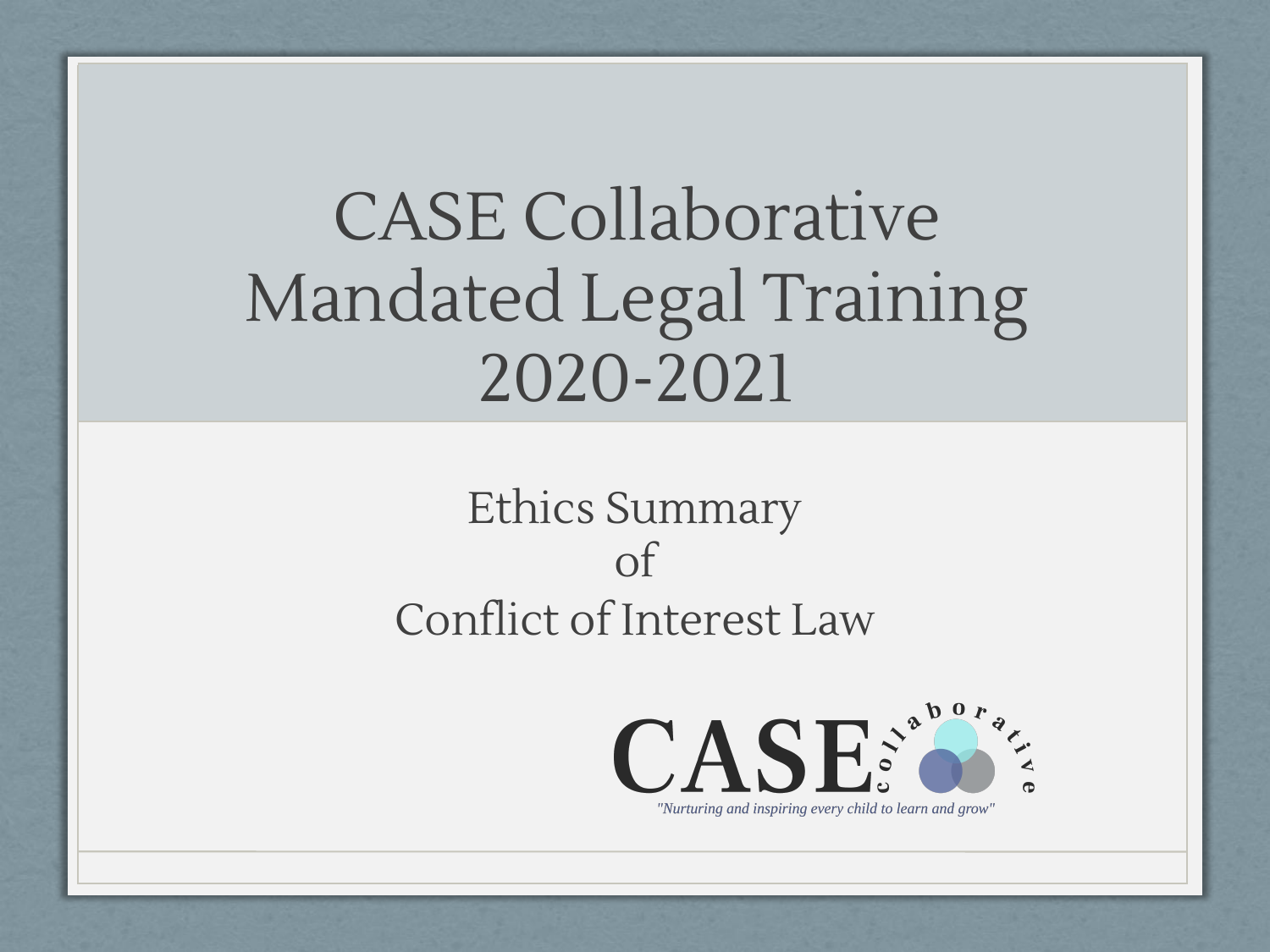# CASE Collaborative Mandated Legal Training 2020-2021

## Ethics Summary of Conflict of Interest Law

CASE collaborative

*"Nurturing and inspiring every child to learn and grow"*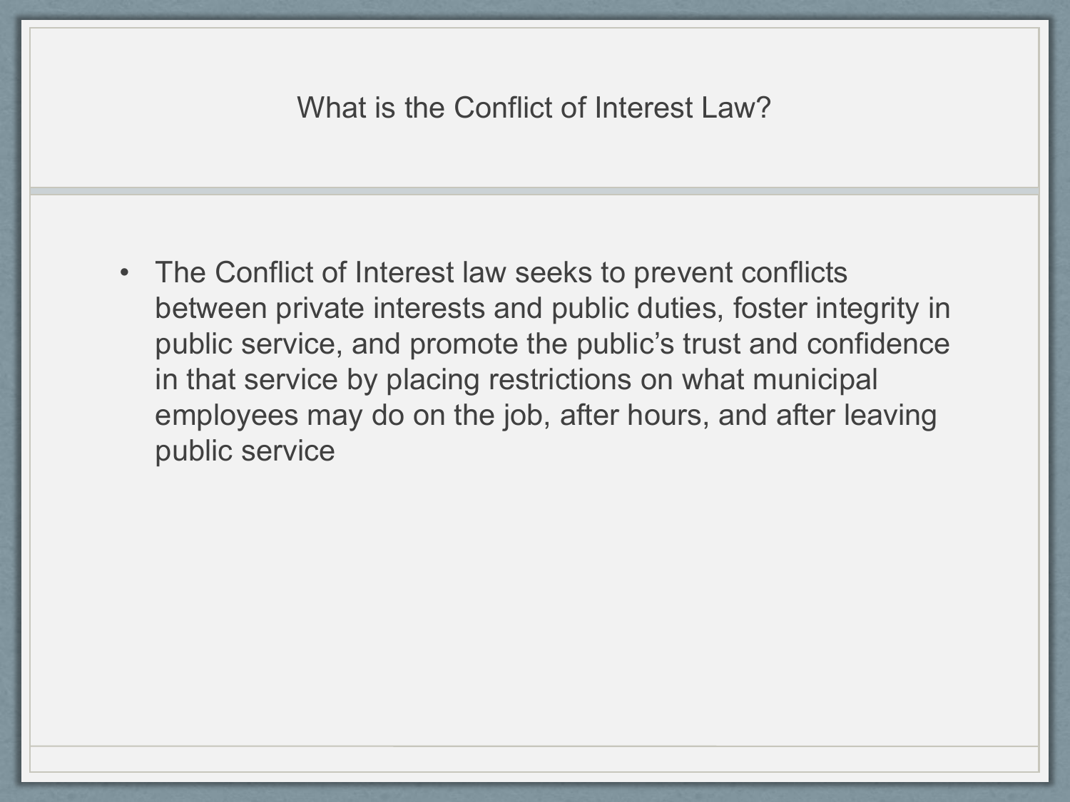# What is the Conflict of Interest Law?

- The Conflict of Interest law seeks to prevent conflicts between private interests and public duties, foster integrity in public service, and promote the public's trust and confidence in that service by placing restrictions on what municipal employees may do on the job, after hours, and after leaving public service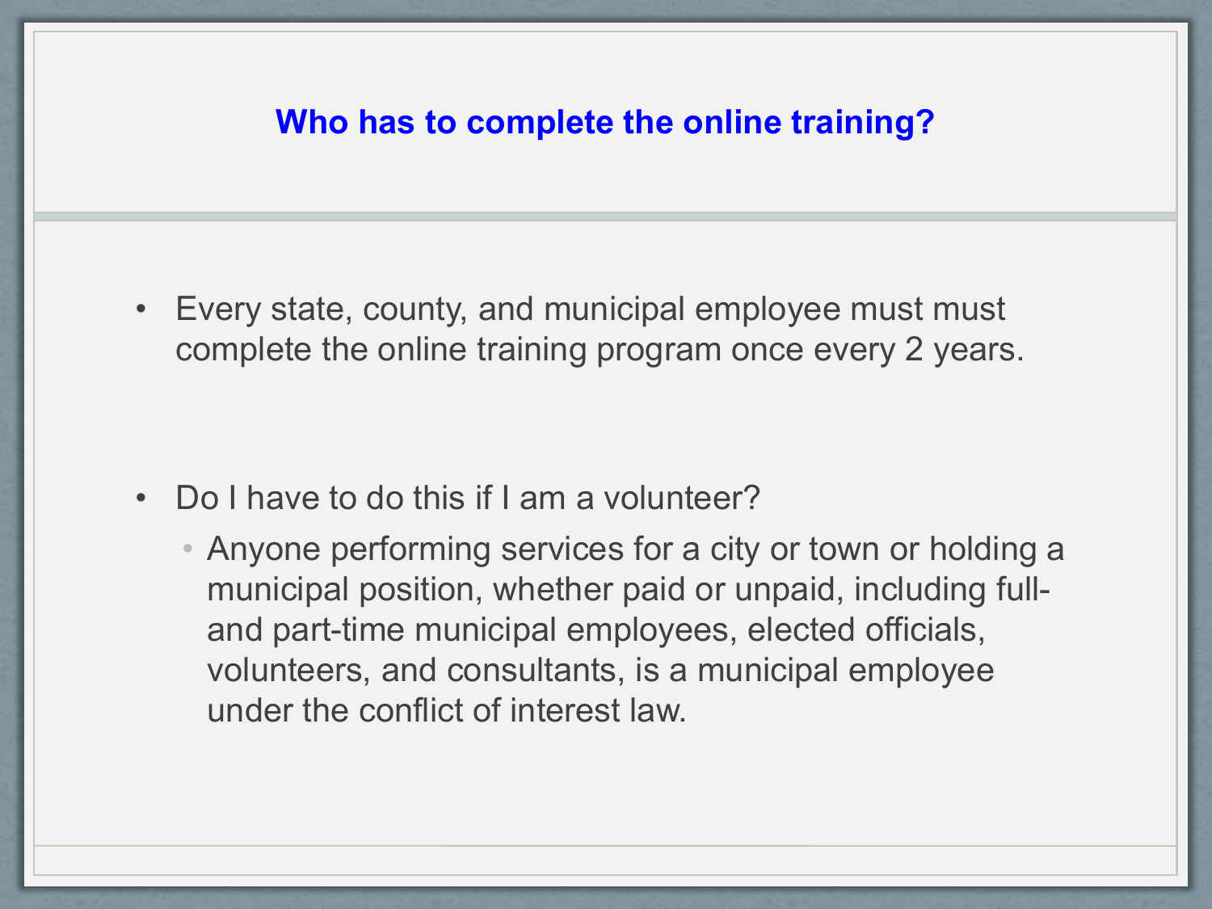## Who has to complete the online training?

- Every state, county, and municipal employee must must complete the online training program once every 2 years.

- Do I have to do this if I am a volunteer?
  - Anyone performing services for a city or town or holding a municipal position, whether paid or unpaid, including full- and part-time municipal employees, elected officials, volunteers, and consultants, is a municipal employee under the conflict of interest law.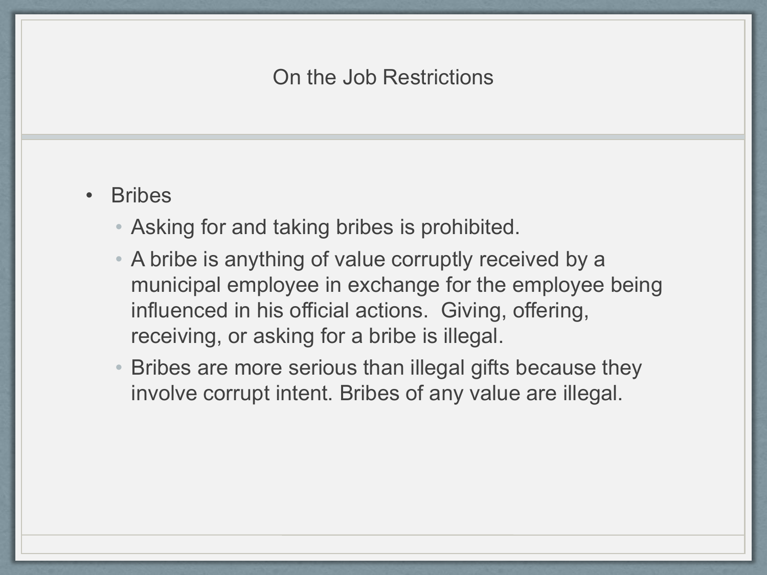# On the Job Restrictions

- Bribes
  - Asking for and taking bribes is prohibited.
  - A bribe is anything of value corruptly received by a municipal employee in exchange for the employee being influenced in his official actions.  Giving, offering, receiving, or asking for a bribe is illegal.
  - Bribes are more serious than illegal gifts because they involve corrupt intent. Bribes of any value are illegal.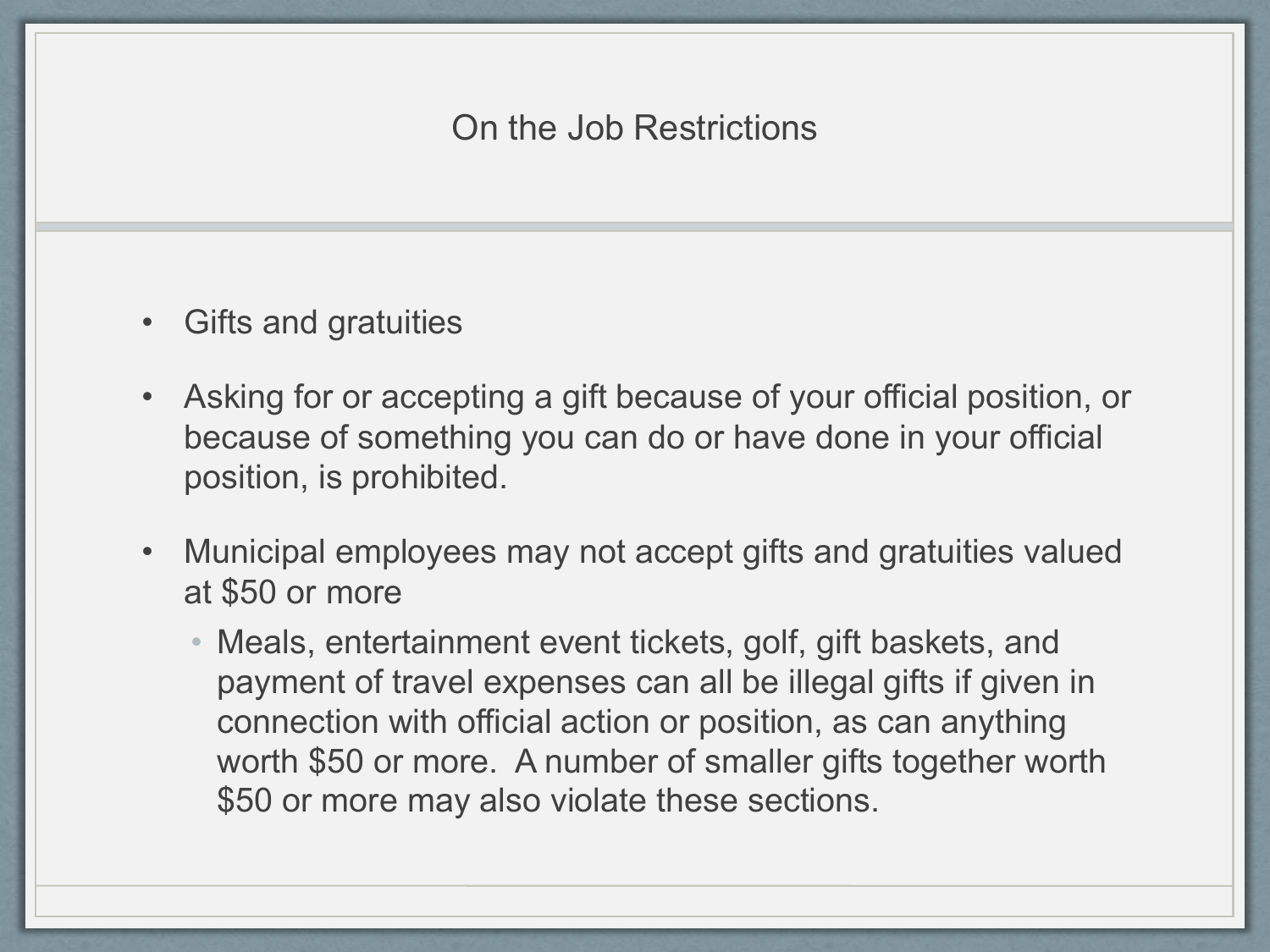# On the Job Restrictions

- Gifts and gratuities
- Asking for or accepting a gift because of your official position, or because of something you can do or have done in your official position, is prohibited.
- Municipal employees may not accept gifts and gratuities valued at $50 or more
  - Meals, entertainment event tickets, golf, gift baskets, and payment of travel expenses can all be illegal gifts if given in connection with official action or position, as can anything worth $50 or more. A number of smaller gifts together worth $50 or more may also violate these sections.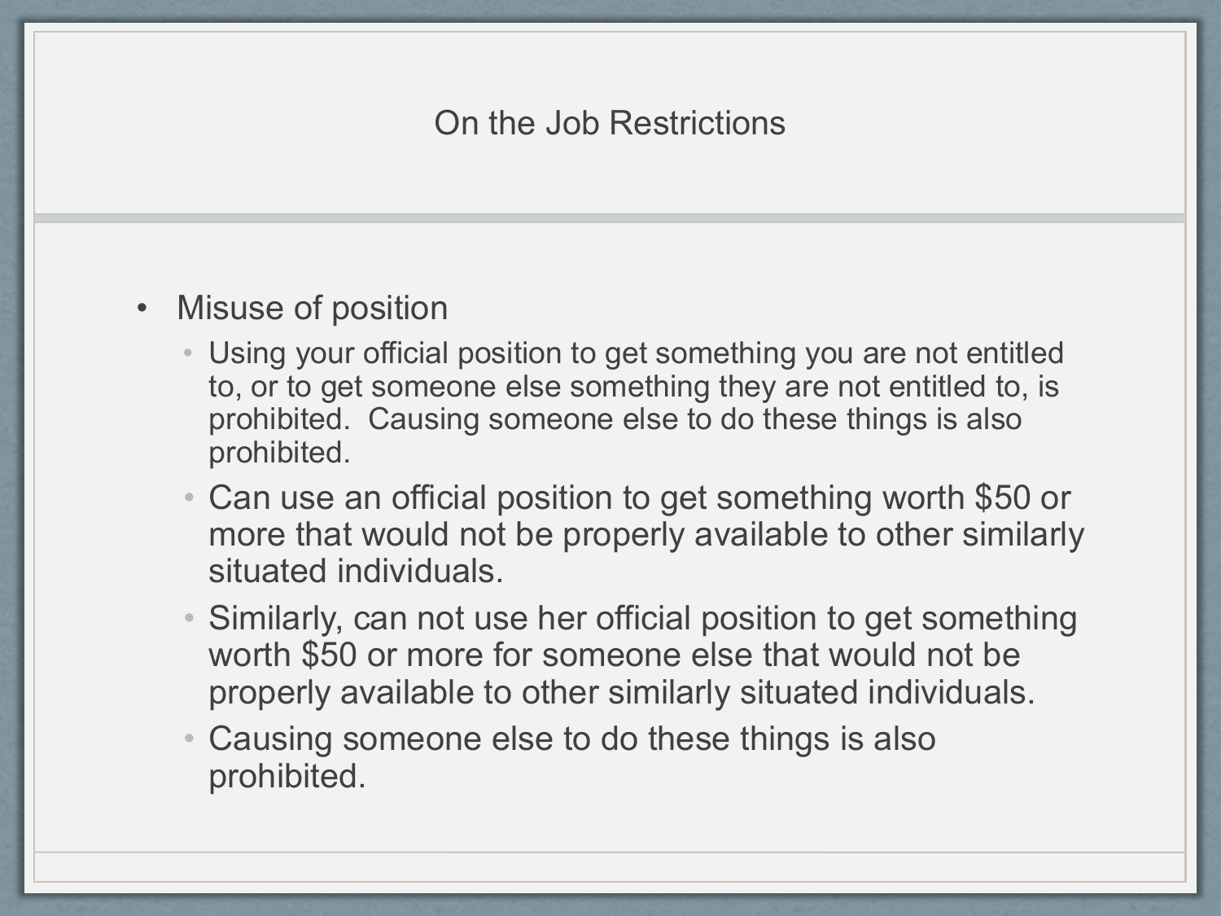# On the Job Restrictions

- Misuse of position
  - Using your official position to get something you are not entitled to, or to get someone else something they are not entitled to, is prohibited. Causing someone else to do these things is also prohibited.
  - Can use an official position to get something worth $50 or more that would not be properly available to other similarly situated individuals.
  - Similarly, can not use her official position to get something worth $50 or more for someone else that would not be properly available to other similarly situated individuals.
  - Causing someone else to do these things is also prohibited.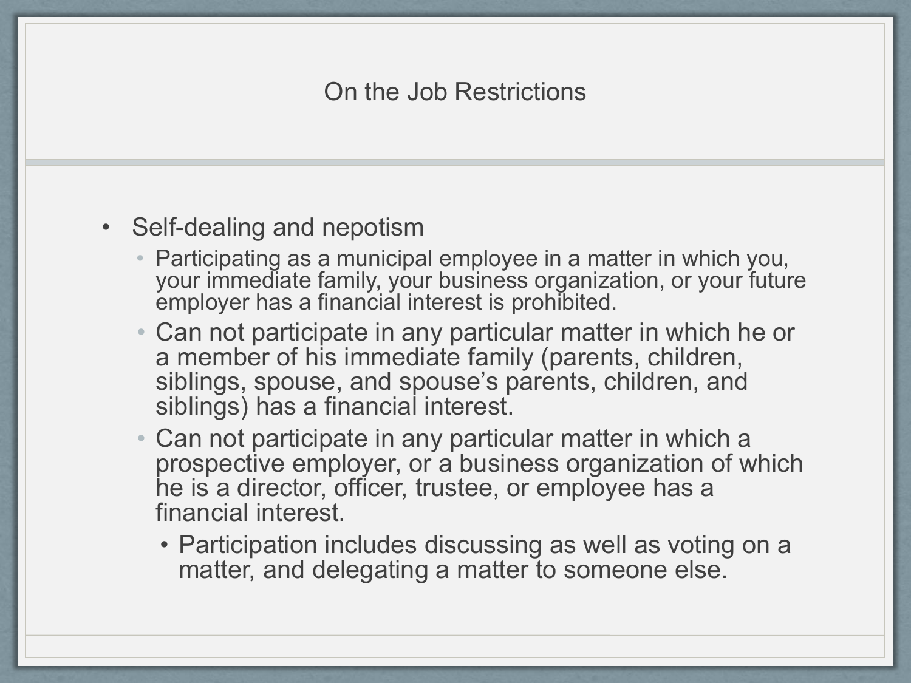# On the Job Restrictions

- Self-dealing and nepotism
  - Participating as a municipal employee in a matter in which you, your immediate family, your business organization, or your future employer has a financial interest is prohibited.
  - Can not participate in any particular matter in which he or a member of his immediate family (parents, children, siblings, spouse, and spouse's parents, children, and siblings) has a financial interest.
  - Can not participate in any particular matter in which a prospective employer, or a business organization of which he is a director, officer, trustee, or employee has a financial interest.
    - Participation includes discussing as well as voting on a matter, and delegating a matter to someone else.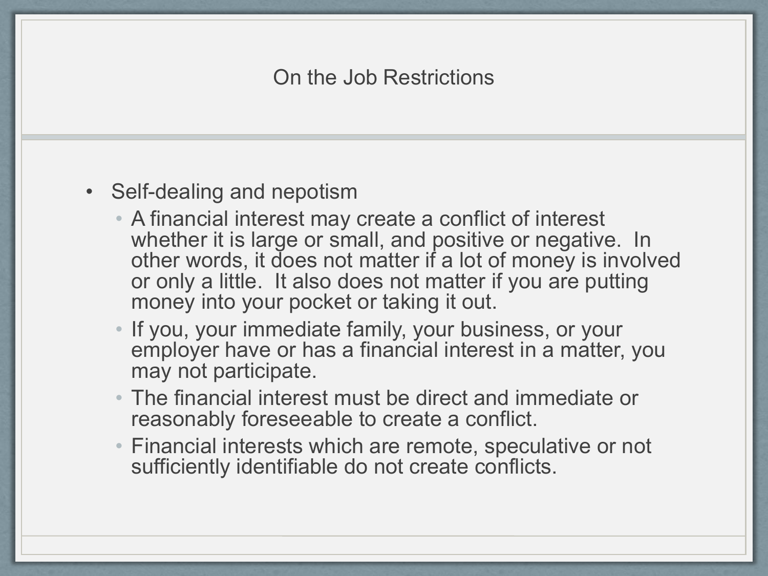# On the Job Restrictions

- Self-dealing and nepotism
  - A financial interest may create a conflict of interest whether it is large or small, and positive or negative. In other words, it does not matter if a lot of money is involved or only a little. It also does not matter if you are putting money into your pocket or taking it out.
  - If you, your immediate family, your business, or your employer have or has a financial interest in a matter, you may not participate.
  - The financial interest must be direct and immediate or reasonably foreseeable to create a conflict.
  - Financial interests which are remote, speculative or not sufficiently identifiable do not create conflicts.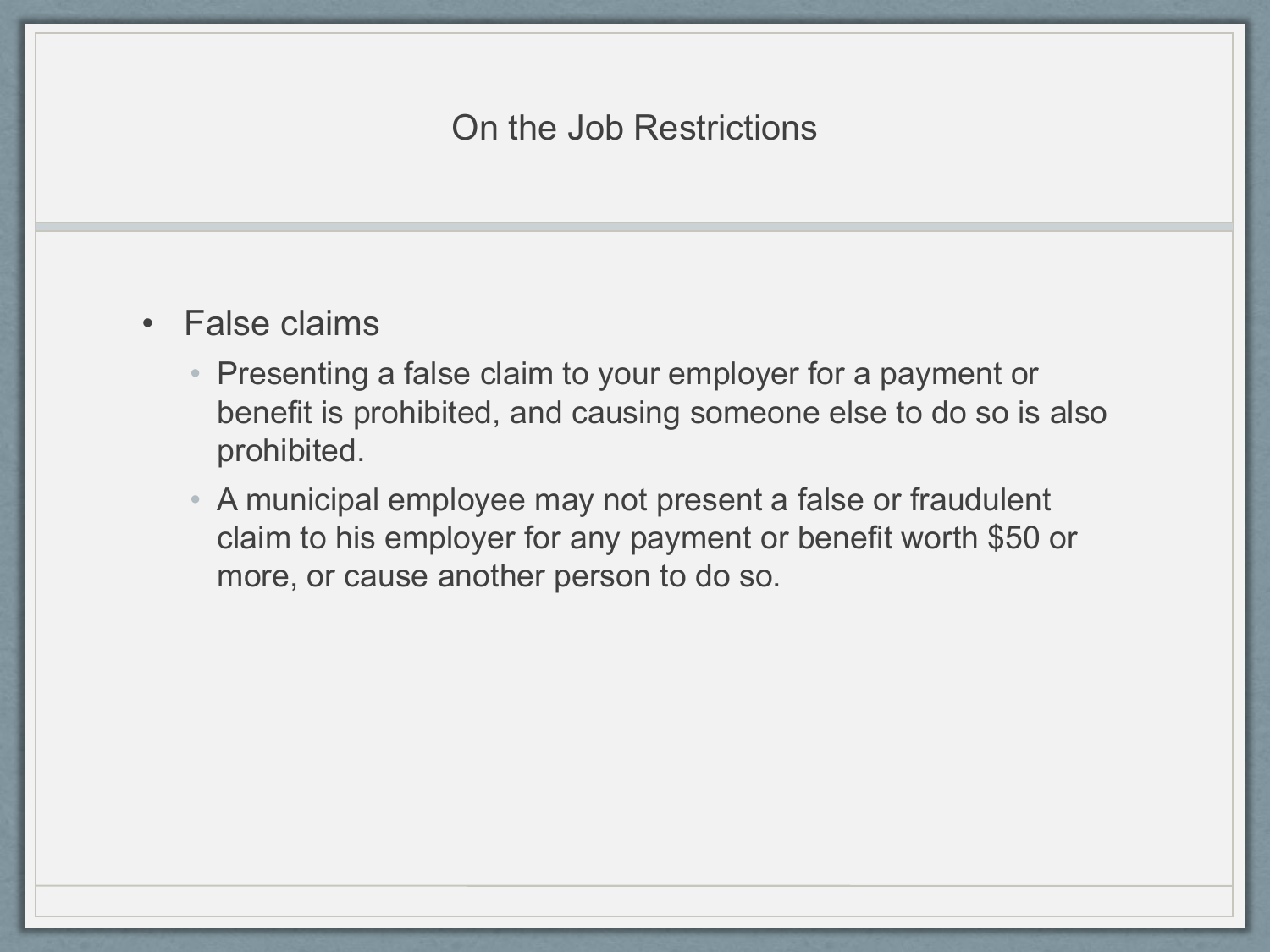# On the Job Restrictions

- False claims
  - Presenting a false claim to your employer for a payment or benefit is prohibited, and causing someone else to do so is also prohibited.
  - A municipal employee may not present a false or fraudulent claim to his employer for any payment or benefit worth $50 or more, or cause another person to do so.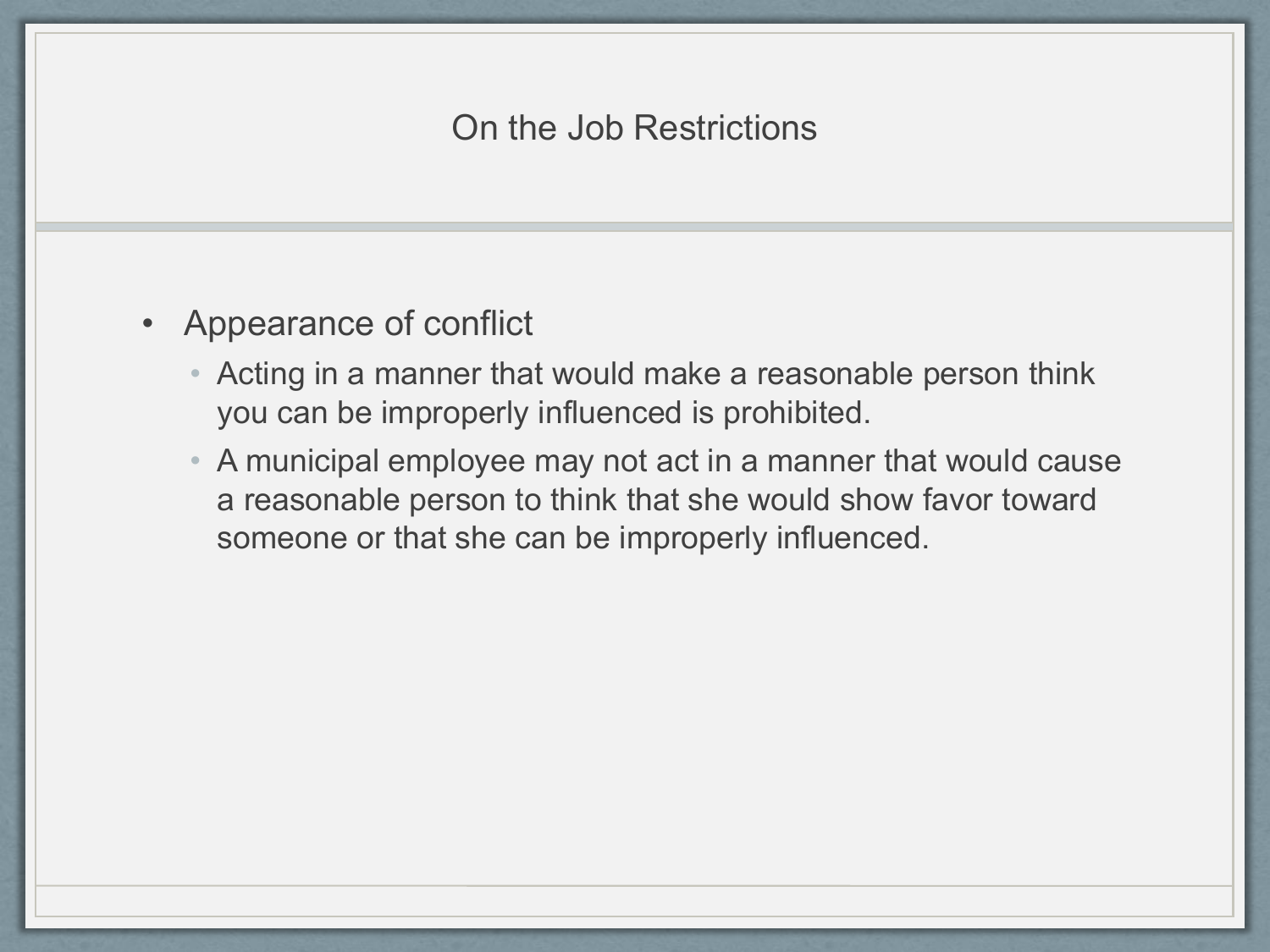# On the Job Restrictions

- Appearance of conflict
  - Acting in a manner that would make a reasonable person think you can be improperly influenced is prohibited.
  - A municipal employee may not act in a manner that would cause a reasonable person to think that she would show favor toward someone or that she can be improperly influenced.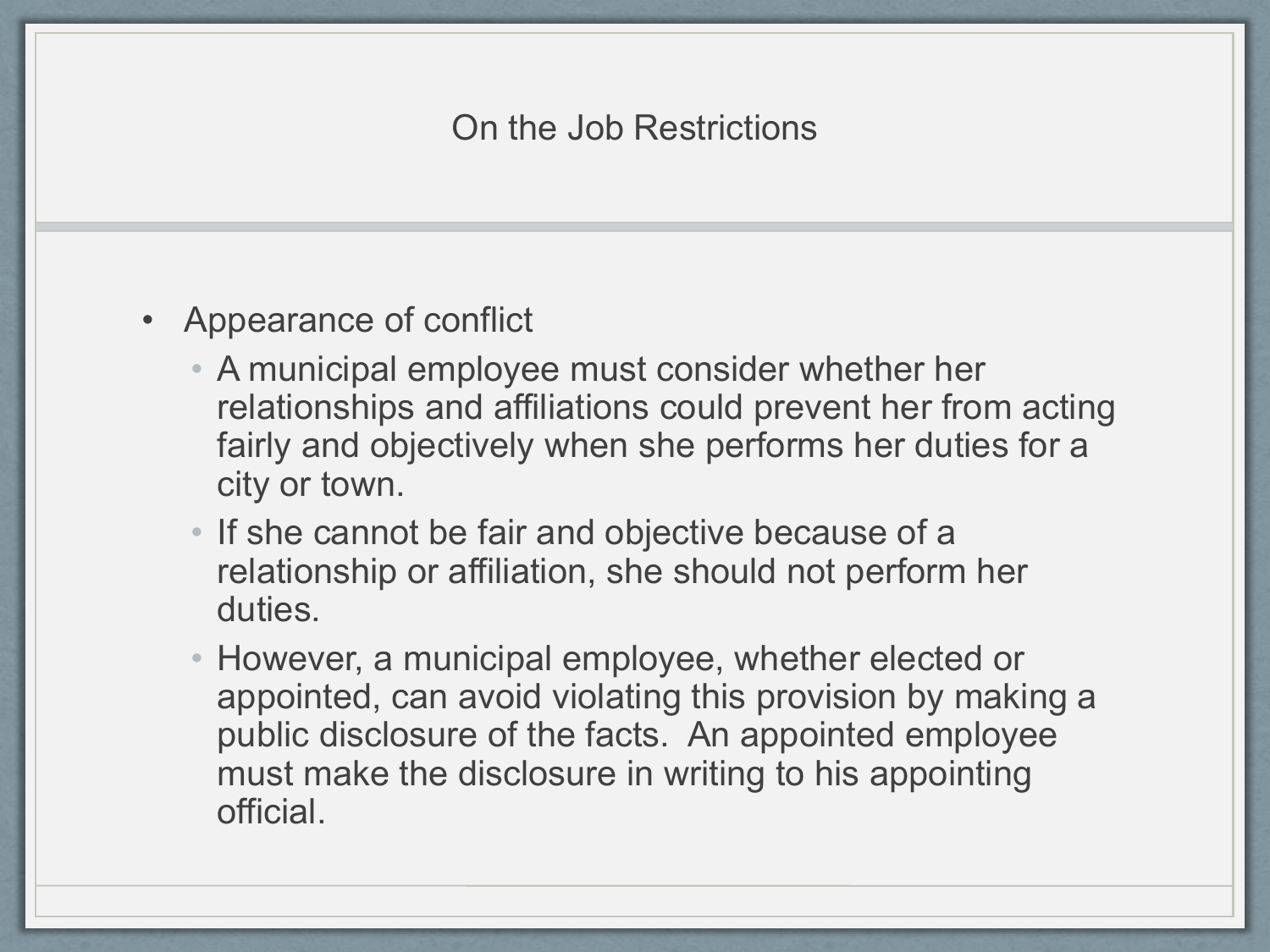# On the Job Restrictions

- Appearance of conflict
  - A municipal employee must consider whether her relationships and affiliations could prevent her from acting fairly and objectively when she performs her duties for a city or town.
  - If she cannot be fair and objective because of a relationship or affiliation, she should not perform her duties.
  - However, a municipal employee, whether elected or appointed, can avoid violating this provision by making a public disclosure of the facts. An appointed employee must make the disclosure in writing to his appointing official.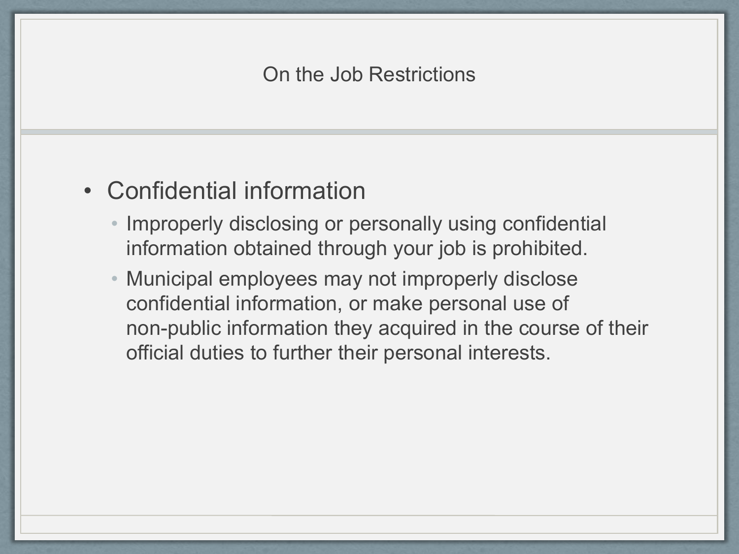# On the Job Restrictions

- Confidential information
  - Improperly disclosing or personally using confidential information obtained through your job is prohibited.
  - Municipal employees may not improperly disclose confidential information, or make personal use of non-public information they acquired in the course of their official duties to further their personal interests.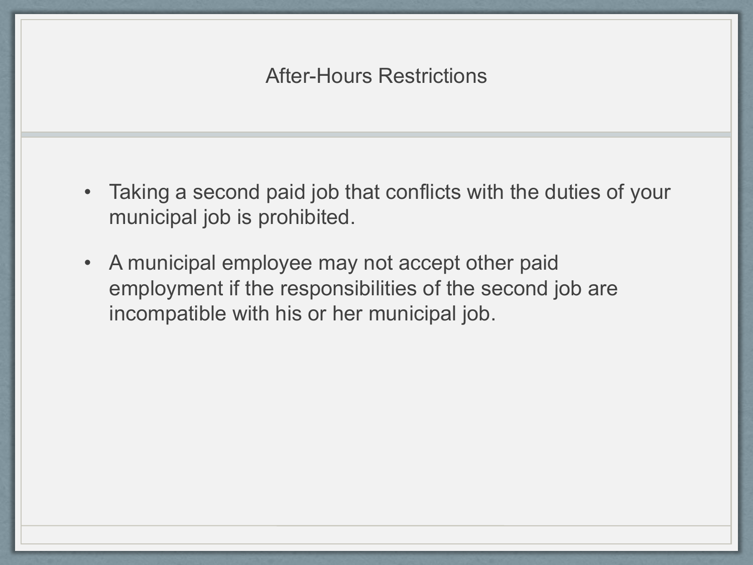# After-Hours Restrictions

- Taking a second paid job that conflicts with the duties of your municipal job is prohibited.
- A municipal employee may not accept other paid employment if the responsibilities of the second job are incompatible with his or her municipal job.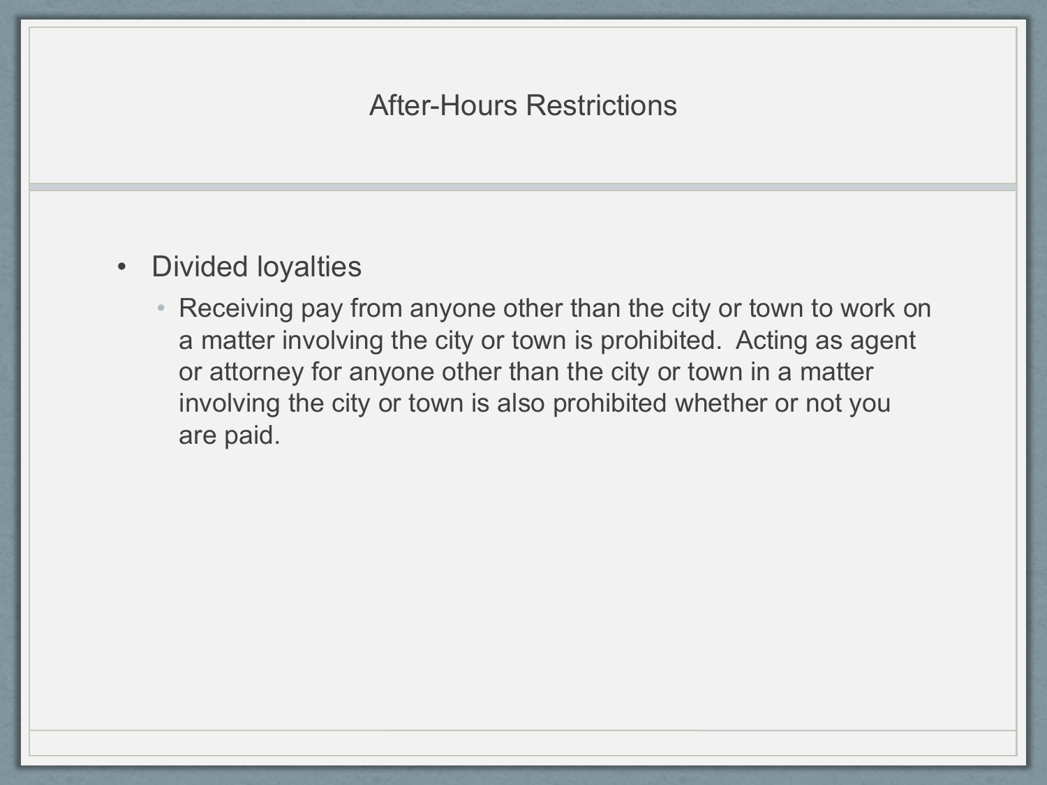# After-Hours Restrictions

- Divided loyalties
  - Receiving pay from anyone other than the city or town to work on a matter involving the city or town is prohibited. Acting as agent or attorney for anyone other than the city or town in a matter involving the city or town is also prohibited whether or not you are paid.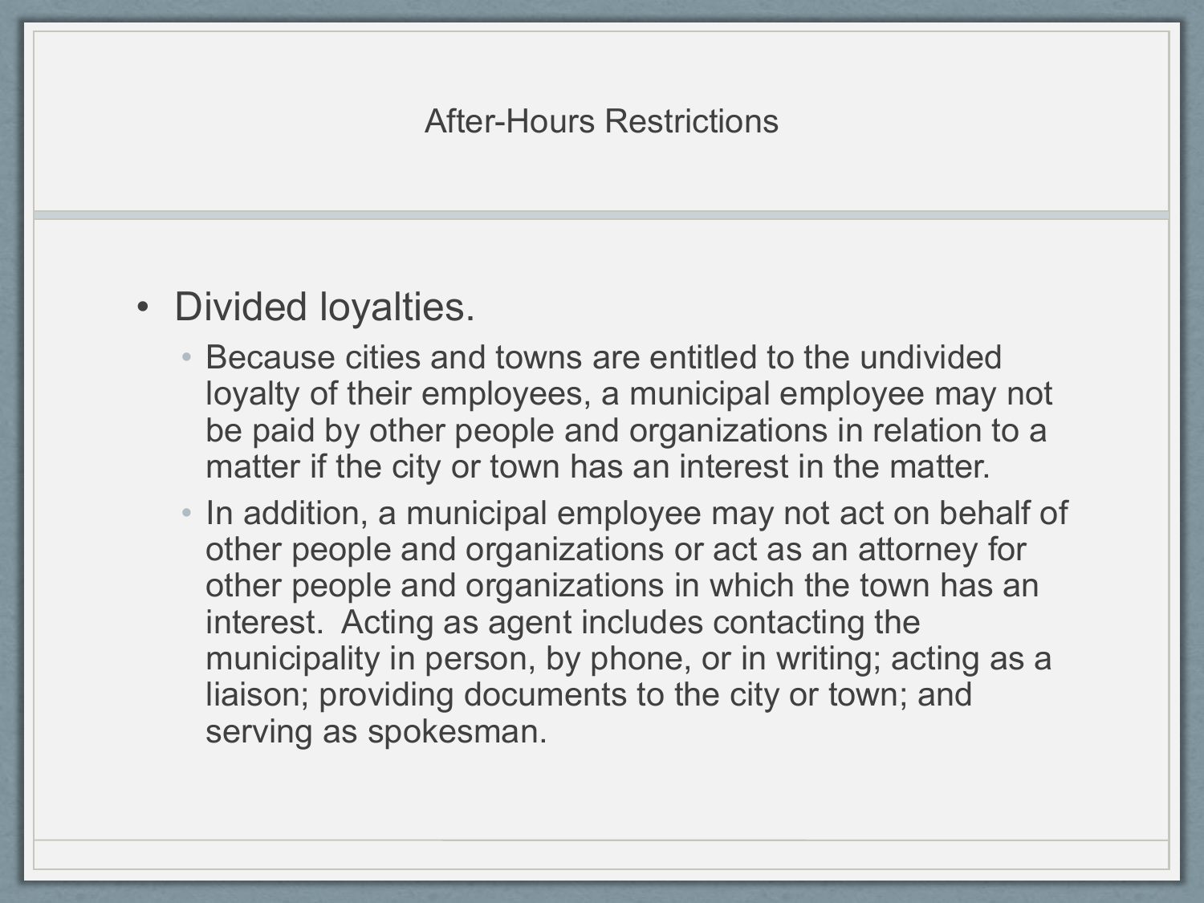# After-Hours Restrictions

- Divided loyalties.
  - Because cities and towns are entitled to the undivided loyalty of their employees, a municipal employee may not be paid by other people and organizations in relation to a matter if the city or town has an interest in the matter.
  - In addition, a municipal employee may not act on behalf of other people and organizations or act as an attorney for other people and organizations in which the town has an interest. Acting as agent includes contacting the municipality in person, by phone, or in writing; acting as a liaison; providing documents to the city or town; and serving as spokesman.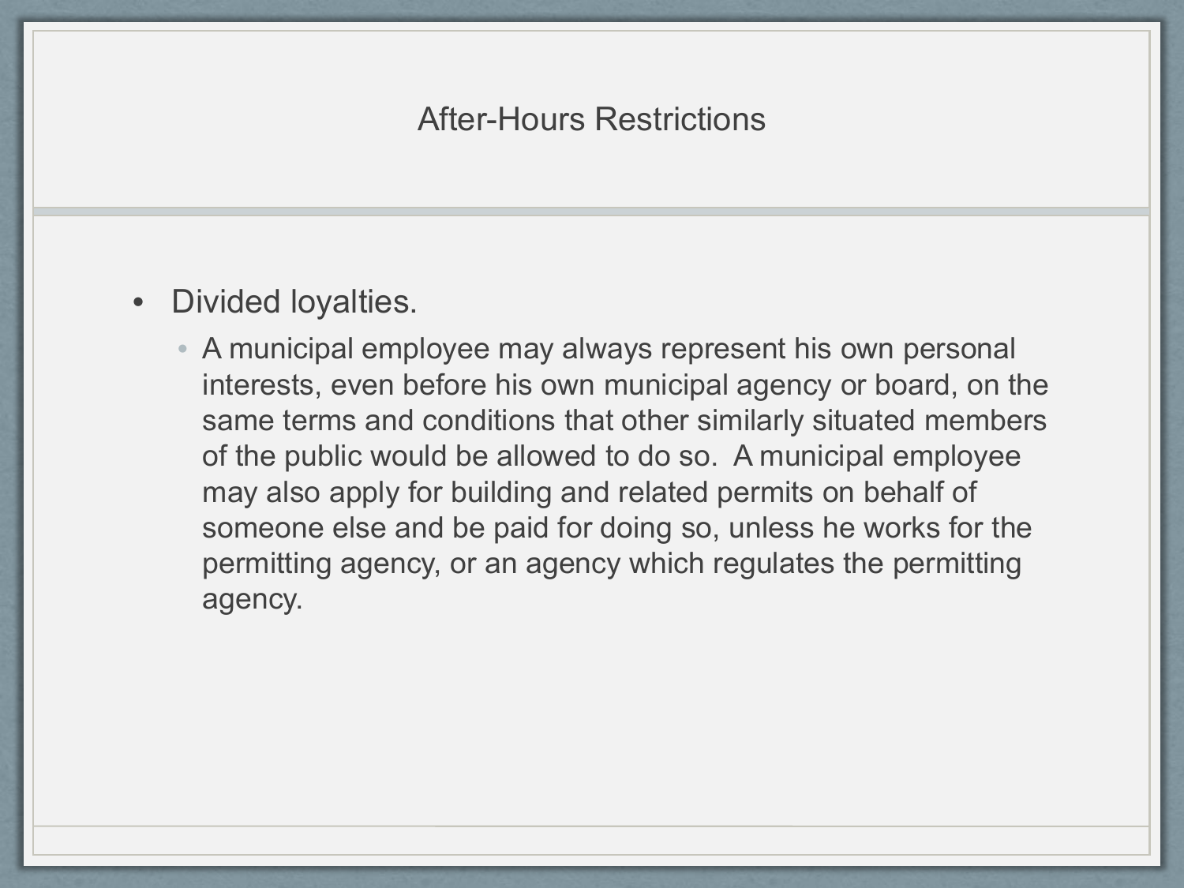# After-Hours Restrictions

- Divided loyalties.
  - A municipal employee may always represent his own personal interests, even before his own municipal agency or board, on the same terms and conditions that other similarly situated members of the public would be allowed to do so. A municipal employee may also apply for building and related permits on behalf of someone else and be paid for doing so, unless he works for the permitting agency, or an agency which regulates the permitting agency.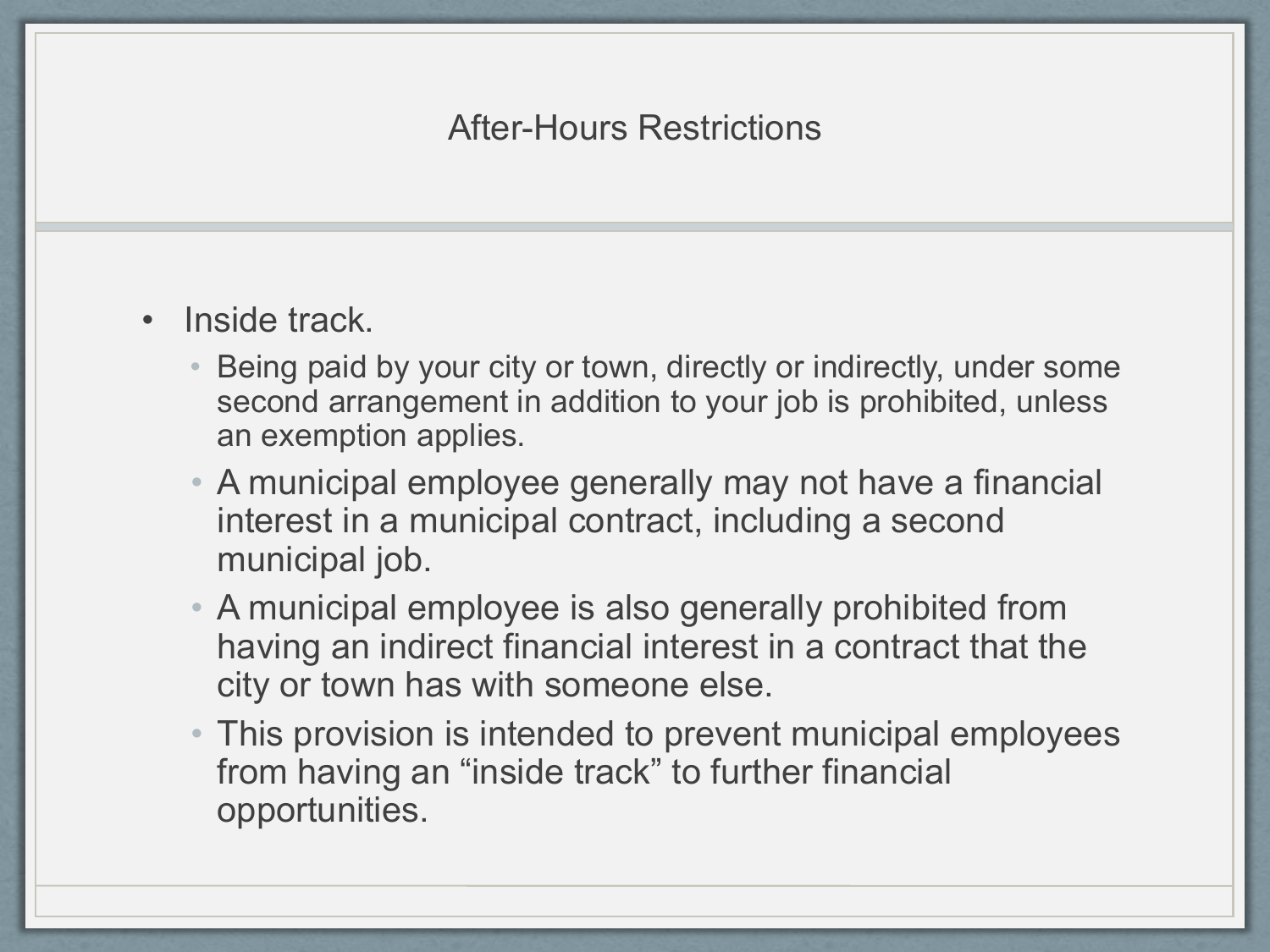# After-Hours Restrictions

- Inside track.
  - Being paid by your city or town, directly or indirectly, under some second arrangement in addition to your job is prohibited, unless an exemption applies.
  - A municipal employee generally may not have a financial interest in a municipal contract, including a second municipal job.
  - A municipal employee is also generally prohibited from having an indirect financial interest in a contract that the city or town has with someone else.
  - This provision is intended to prevent municipal employees from having an "inside track" to further financial opportunities.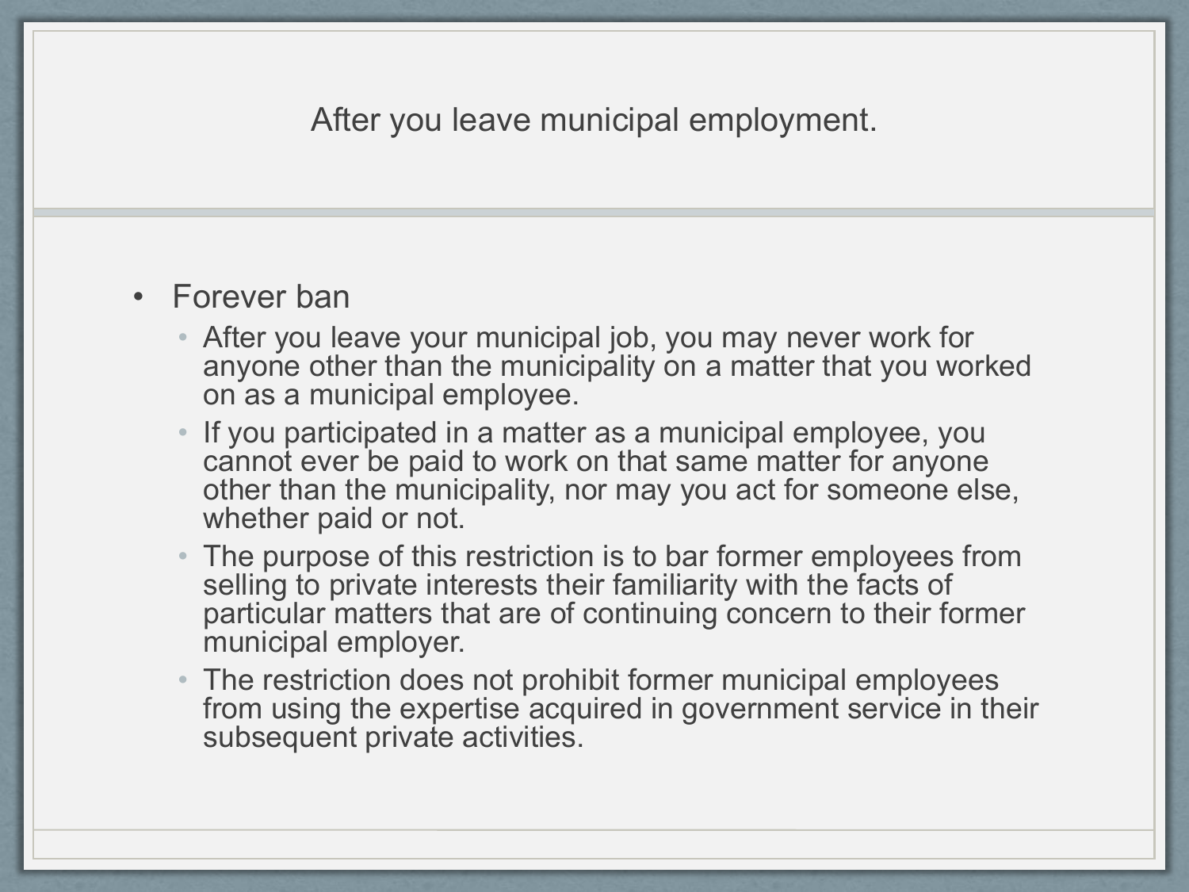# After you leave municipal employment.

- Forever ban
  - After you leave your municipal job, you may never work for anyone other than the municipality on a matter that you worked on as a municipal employee.
  - If you participated in a matter as a municipal employee, you cannot ever be paid to work on that same matter for anyone other than the municipality, nor may you act for someone else, whether paid or not.
  - The purpose of this restriction is to bar former employees from selling to private interests their familiarity with the facts of particular matters that are of continuing concern to their former municipal employer.
  - The restriction does not prohibit former municipal employees from using the expertise acquired in government service in their subsequent private activities.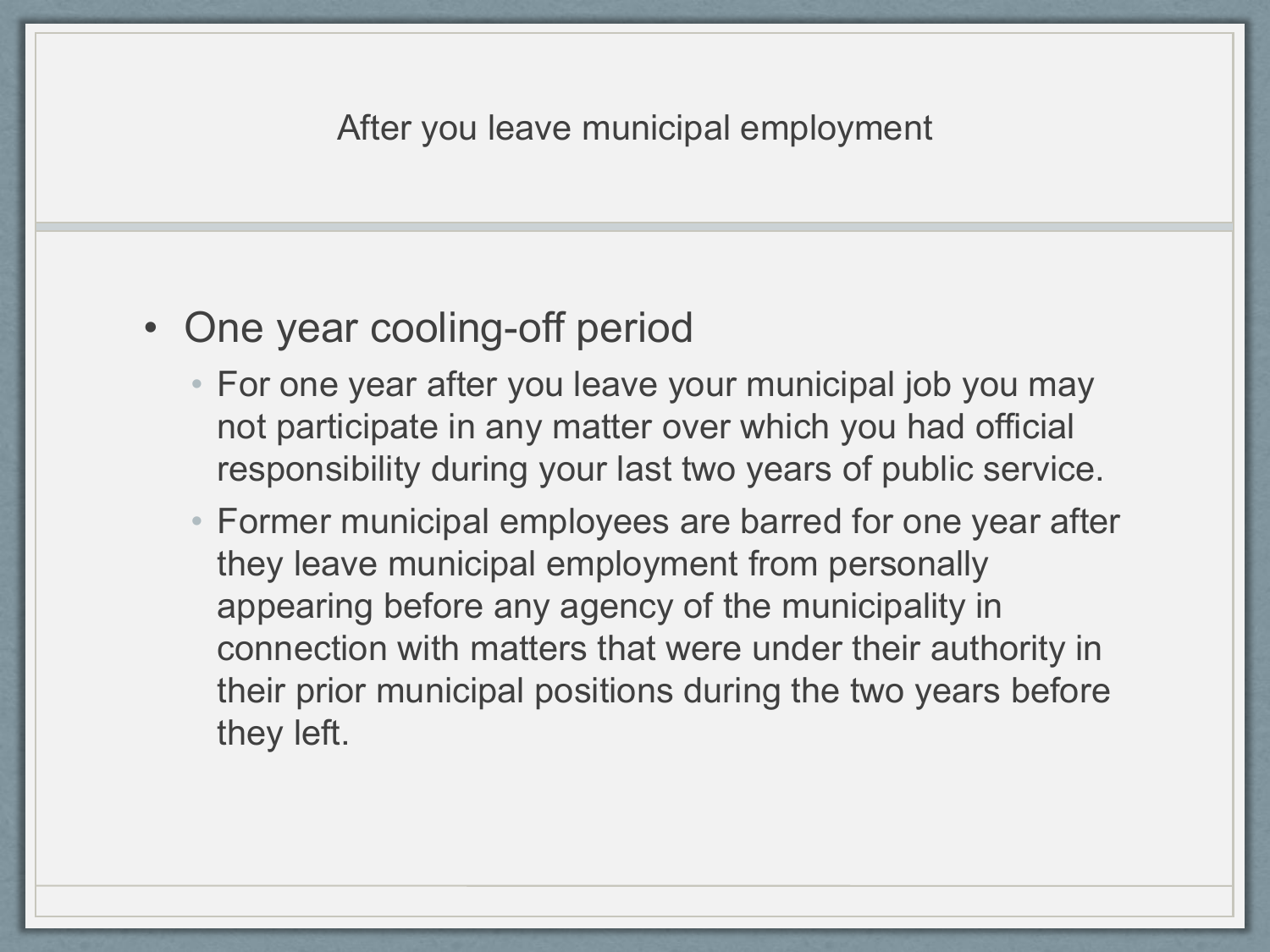# After you leave municipal employment

- One year cooling-off period
  - For one year after you leave your municipal job you may not participate in any matter over which you had official responsibility during your last two years of public service.
  - Former municipal employees are barred for one year after they leave municipal employment from personally appearing before any agency of the municipality in connection with matters that were under their authority in their prior municipal positions during the two years before they left.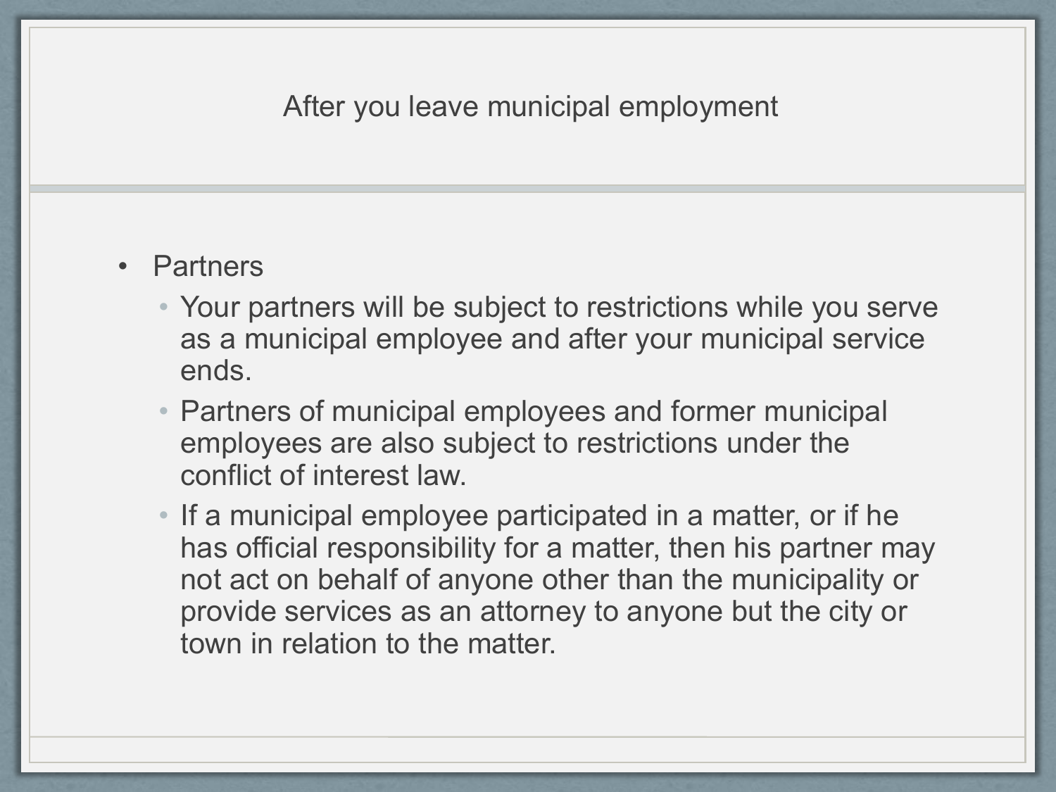# After you leave municipal employment

- Partners
  - Your partners will be subject to restrictions while you serve as a municipal employee and after your municipal service ends.
  - Partners of municipal employees and former municipal employees are also subject to restrictions under the conflict of interest law.
  - If a municipal employee participated in a matter, or if he has official responsibility for a matter, then his partner may not act on behalf of anyone other than the municipality or provide services as an attorney to anyone but the city or town in relation to the matter.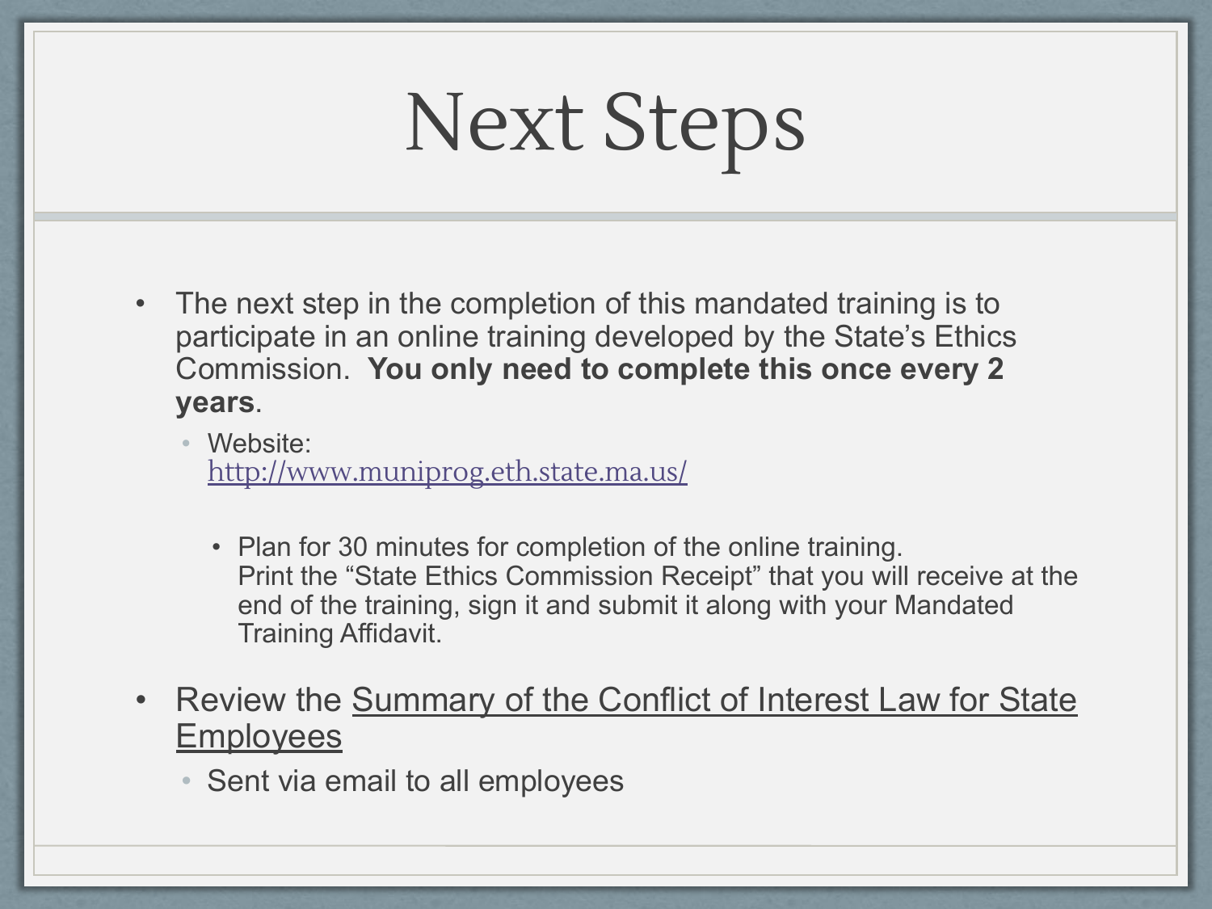# Next Steps

- The next step in the completion of this mandated training is to participate in an online training developed by the State's Ethics Commission. **You only need to complete this once every 2 years**.
  - Website: [http://www.muniprog.eth.state.ma.us/](http://www.muniprog.eth.state.ma.us/)
    - Plan for 30 minutes for completion of the online training. Print the "State Ethics Commission Receipt" that you will receive at the end of the training, sign it and submit it along with your Mandated Training Affidavit.
- Review the Summary of the Conflict of Interest Law for State Employees
  - Sent via email to all employees